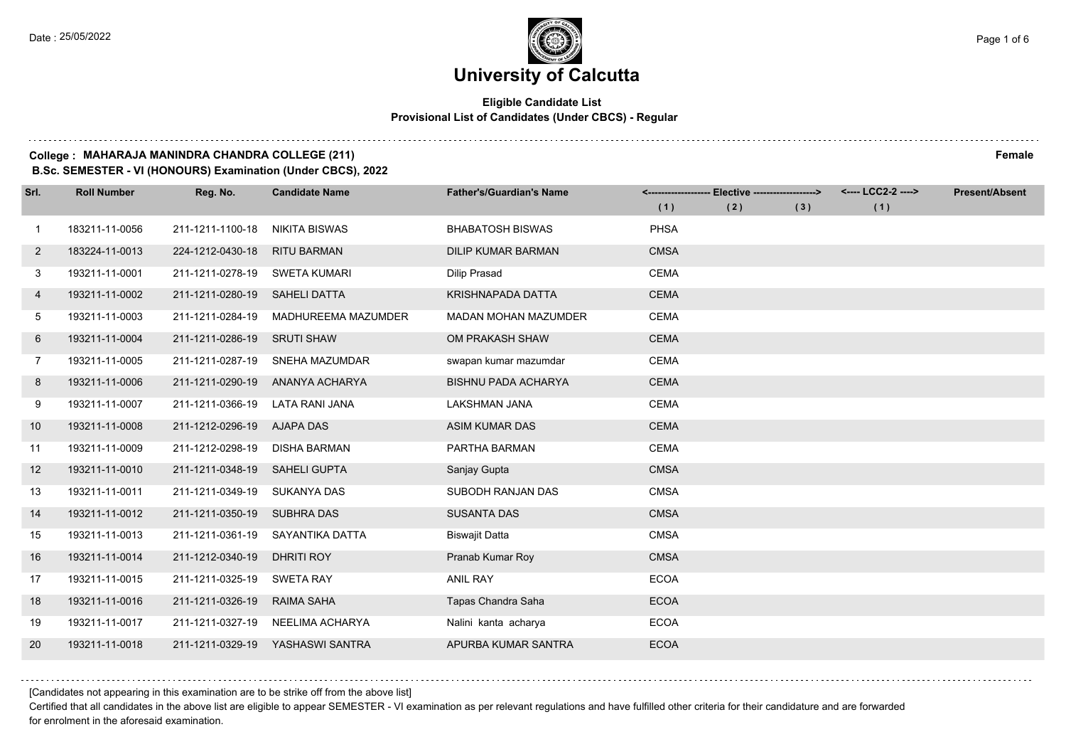# University of Calcutta

**Eligible Candidate List**
**Provisional List of Candidates (Under CBCS) - Regular**

**College : MAHARAJA MANINDRA CHANDRA COLLEGE (211)** **Female**
**B.Sc. SEMESTER - VI (HONOURS) Examination (Under CBCS), 2022**

| Srl. | Roll Number | Reg. No. | Candidate Name | Father's/Guardian's Name | Elective (1) | Elective (2) | Elective (3) | LCC2-2 (1) | Present/Absent |
|---|---|---|---|---|---|---|---|---|---|
| 1 | 183211-11-0056 | 211-1211-1100-18 | NIKITA BISWAS | BHABATOSH BISWAS | PHSA | | | | |
| 2 | 183224-11-0013 | 224-1212-0430-18 | RITU BARMAN | DILIP KUMAR BARMAN | CMSA | | | | |
| 3 | 193211-11-0001 | 211-1211-0278-19 | SWETA KUMARI | Dilip Prasad | CEMA | | | | |
| 4 | 193211-11-0002 | 211-1211-0280-19 | SAHELI DATTA | KRISHNAPADA DATTA | CEMA | | | | |
| 5 | 193211-11-0003 | 211-1211-0284-19 | MADHUREEMA MAZUMDER | MADAN MOHAN MAZUMDER | CEMA | | | | |
| 6 | 193211-11-0004 | 211-1211-0286-19 | SRUTI SHAW | OM PRAKASH SHAW | CEMA | | | | |
| 7 | 193211-11-0005 | 211-1211-0287-19 | SNEHA MAZUMDAR | swapan kumar mazumdar | CEMA | | | | |
| 8 | 193211-11-0006 | 211-1211-0290-19 | ANANYA ACHARYA | BISHNU PADA ACHARYA | CEMA | | | | |
| 9 | 193211-11-0007 | 211-1211-0366-19 | LATA RANI JANA | LAKSHMAN JANA | CEMA | | | | |
| 10 | 193211-11-0008 | 211-1212-0296-19 | AJAPA DAS | ASIM KUMAR DAS | CEMA | | | | |
| 11 | 193211-11-0009 | 211-1212-0298-19 | DISHA BARMAN | PARTHA BARMAN | CEMA | | | | |
| 12 | 193211-11-0010 | 211-1211-0348-19 | SAHELI GUPTA | Sanjay Gupta | CMSA | | | | |
| 13 | 193211-11-0011 | 211-1211-0349-19 | SUKANYA DAS | SUBODH RANJAN DAS | CMSA | | | | |
| 14 | 193211-11-0012 | 211-1211-0350-19 | SUBHRA DAS | SUSANTA DAS | CMSA | | | | |
| 15 | 193211-11-0013 | 211-1211-0361-19 | SAYANTIKA DATTA | Biswajit Datta | CMSA | | | | |
| 16 | 193211-11-0014 | 211-1212-0340-19 | DHRITI ROY | Pranab Kumar Roy | CMSA | | | | |
| 17 | 193211-11-0015 | 211-1211-0325-19 | SWETA RAY | ANIL RAY | ECOA | | | | |
| 18 | 193211-11-0016 | 211-1211-0326-19 | RAIMA SAHA | Tapas Chandra Saha | ECOA | | | | |
| 19 | 193211-11-0017 | 211-1211-0327-19 | NEELIMA ACHARYA | Nalini kanta acharya | ECOA | | | | |
| 20 | 193211-11-0018 | 211-1211-0329-19 | YASHASWI SANTRA | APURBA KUMAR SANTRA | ECOA | | | | |

[Candidates not appearing in this examination are to be strike off from the above list]

Certified that all candidates in the above list are eligible to appear SEMESTER - VI examination as per relevant regulations and have fulfilled other criteria for their candidature and are forwarded for enrolment in the aforesaid examination.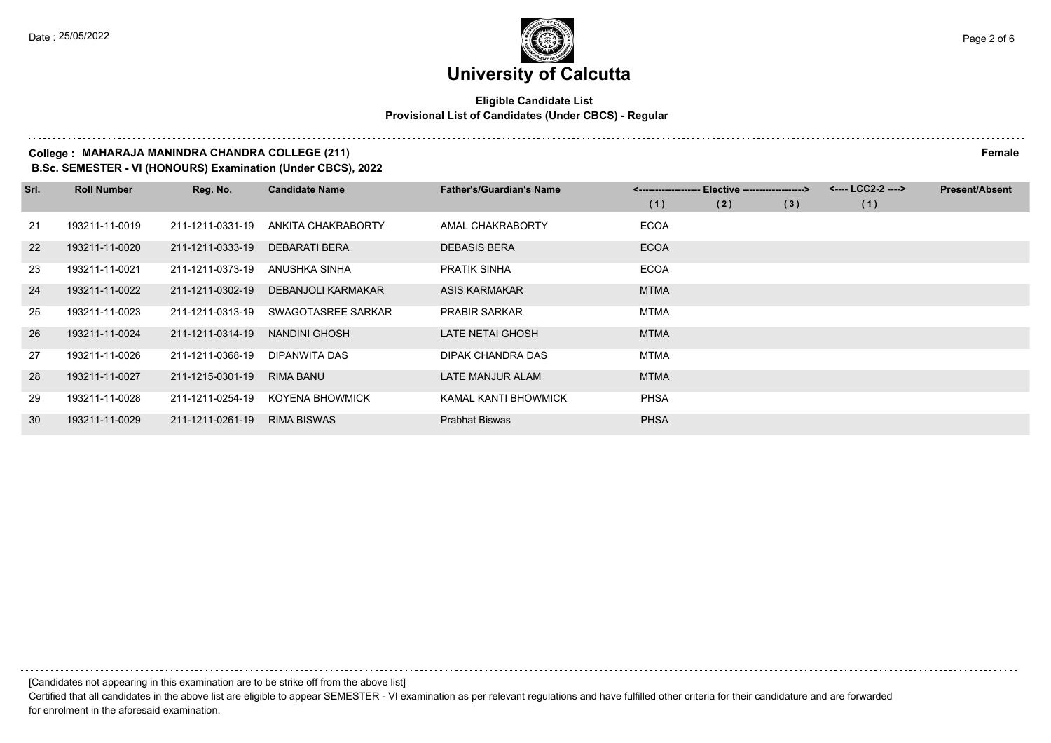# University of Calcutta

**Eligible Candidate List**
**Provisional List of Candidates (Under CBCS) - Regular**

**College : MAHARAJA MANINDRA CHANDRA COLLEGE (211)** **Female**
**B.Sc. SEMESTER - VI (HONOURS) Examination (Under CBCS), 2022**

| Srl. | Roll Number | Reg. No. | Candidate Name | Father's/Guardian's Name | <------------------- Elective -------------------> | | | <---- LCC2-2 ----> | Present/Absent |
|---|---|---|---|---|---|---|---|---|---|
| | | | | | (1) | (2) | (3) | (1) | |
| 21 | 193211-11-0019 | 211-1211-0331-19 | ANKITA CHAKRABORTY | AMAL CHAKRABORTY | ECOA | | | | |
| 22 | 193211-11-0020 | 211-1211-0333-19 | DEBARATI BERA | DEBASIS BERA | ECOA | | | | |
| 23 | 193211-11-0021 | 211-1211-0373-19 | ANUSHKA SINHA | PRATIK SINHA | ECOA | | | | |
| 24 | 193211-11-0022 | 211-1211-0302-19 | DEBANJOLI KARMAKAR | ASIS KARMAKAR | MTMA | | | | |
| 25 | 193211-11-0023 | 211-1211-0313-19 | SWAGOTASREE SARKAR | PRABIR SARKAR | MTMA | | | | |
| 26 | 193211-11-0024 | 211-1211-0314-19 | NANDINI GHOSH | LATE NETAI GHOSH | MTMA | | | | |
| 27 | 193211-11-0026 | 211-1211-0368-19 | DIPANWITA DAS | DIPAK CHANDRA DAS | MTMA | | | | |
| 28 | 193211-11-0027 | 211-1215-0301-19 | RIMA BANU | LATE MANJUR ALAM | MTMA | | | | |
| 29 | 193211-11-0028 | 211-1211-0254-19 | KOYENA BHOWMICK | KAMAL KANTI BHOWMICK | PHSA | | | | |
| 30 | 193211-11-0029 | 211-1211-0261-19 | RIMA BISWAS | Prabhat Biswas | PHSA | | | | |

[Candidates not appearing in this examination are to be strike off from the above list]

Certified that all candidates in the above list are eligible to appear SEMESTER - VI examination as per relevant regulations and have fulfilled other criteria for their candidature and are forwarded for enrolment in the aforesaid examination.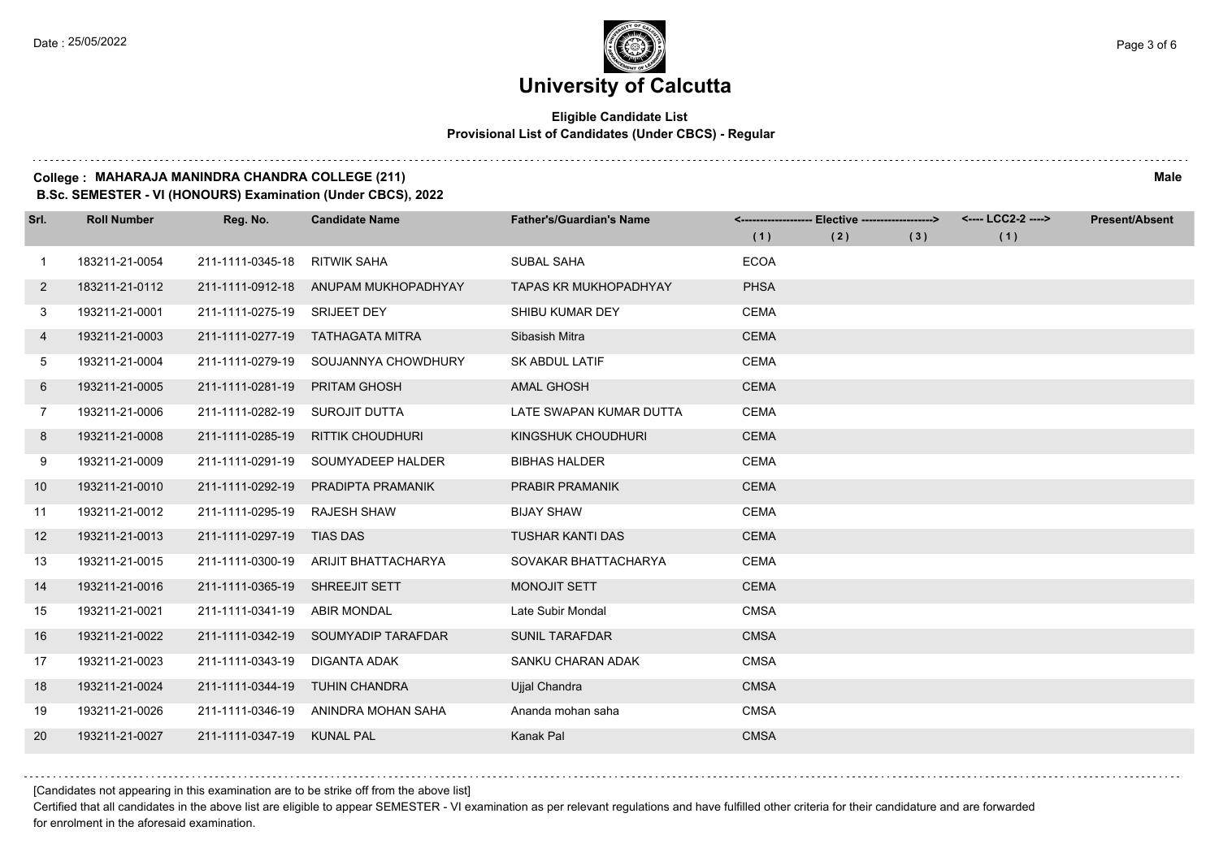# University of Calcutta

**Eligible Candidate List**
**Provisional List of Candidates (Under CBCS) - Regular**

**College : MAHARAJA MANINDRA CHANDRA COLLEGE (211)** **Male**
**B.Sc. SEMESTER - VI (HONOURS) Examination (Under CBCS), 2022**

| Srl. | Roll Number | Reg. No. | Candidate Name | Father's/Guardian's Name | <---- Elective ----> | | | <---- LCC2-2 ----> | Present/Absent |
|---|---|---|---|---|---|---|---|---|---|
| | | | | | (1) | (2) | (3) | (1) | |
| 1 | 183211-21-0054 | 211-1111-0345-18 | RITWIK SAHA | SUBAL SAHA | ECOA | | | | |
| 2 | 183211-21-0112 | 211-1111-0912-18 | ANUPAM MUKHOPADHYAY | TAPAS KR MUKHOPADHYAY | PHSA | | | | |
| 3 | 193211-21-0001 | 211-1111-0275-19 | SRIJEET DEY | SHIBU KUMAR DEY | CEMA | | | | |
| 4 | 193211-21-0003 | 211-1111-0277-19 | TATHAGATA MITRA | Sibasish Mitra | CEMA | | | | |
| 5 | 193211-21-0004 | 211-1111-0279-19 | SOUJANNYA CHOWDHURY | SK ABDUL LATIF | CEMA | | | | |
| 6 | 193211-21-0005 | 211-1111-0281-19 | PRITAM GHOSH | AMAL GHOSH | CEMA | | | | |
| 7 | 193211-21-0006 | 211-1111-0282-19 | SUROJIT DUTTA | LATE SWAPAN KUMAR DUTTA | CEMA | | | | |
| 8 | 193211-21-0008 | 211-1111-0285-19 | RITTIK CHOUDHURI | KINGSHUK CHOUDHURI | CEMA | | | | |
| 9 | 193211-21-0009 | 211-1111-0291-19 | SOUMYADEEP HALDER | BIBHAS HALDER | CEMA | | | | |
| 10 | 193211-21-0010 | 211-1111-0292-19 | PRADIPTA PRAMANIK | PRABIR PRAMANIK | CEMA | | | | |
| 11 | 193211-21-0012 | 211-1111-0295-19 | RAJESH SHAW | BIJAY SHAW | CEMA | | | | |
| 12 | 193211-21-0013 | 211-1111-0297-19 | TIAS DAS | TUSHAR KANTI DAS | CEMA | | | | |
| 13 | 193211-21-0015 | 211-1111-0300-19 | ARIJIT BHATTACHARYA | SOVAKAR BHATTACHARYA | CEMA | | | | |
| 14 | 193211-21-0016 | 211-1111-0365-19 | SHREEJIT SETT | MONOJIT SETT | CEMA | | | | |
| 15 | 193211-21-0021 | 211-1111-0341-19 | ABIR MONDAL | Late Subir Mondal | CMSA | | | | |
| 16 | 193211-21-0022 | 211-1111-0342-19 | SOUMYADIP TARAFDAR | SUNIL TARAFDAR | CMSA | | | | |
| 17 | 193211-21-0023 | 211-1111-0343-19 | DIGANTA ADAK | SANKU CHARAN ADAK | CMSA | | | | |
| 18 | 193211-21-0024 | 211-1111-0344-19 | TUHIN CHANDRA | Ujjal Chandra | CMSA | | | | |
| 19 | 193211-21-0026 | 211-1111-0346-19 | ANINDRA MOHAN SAHA | Ananda mohan saha | CMSA | | | | |
| 20 | 193211-21-0027 | 211-1111-0347-19 | KUNAL PAL | Kanak Pal | CMSA | | | | |

[Candidates not appearing in this examination are to be strike off from the above list]

Certified that all candidates in the above list are eligible to appear SEMESTER - VI examination as per relevant regulations and have fulfilled other criteria for their candidature and are forwarded for enrolment in the aforesaid examination.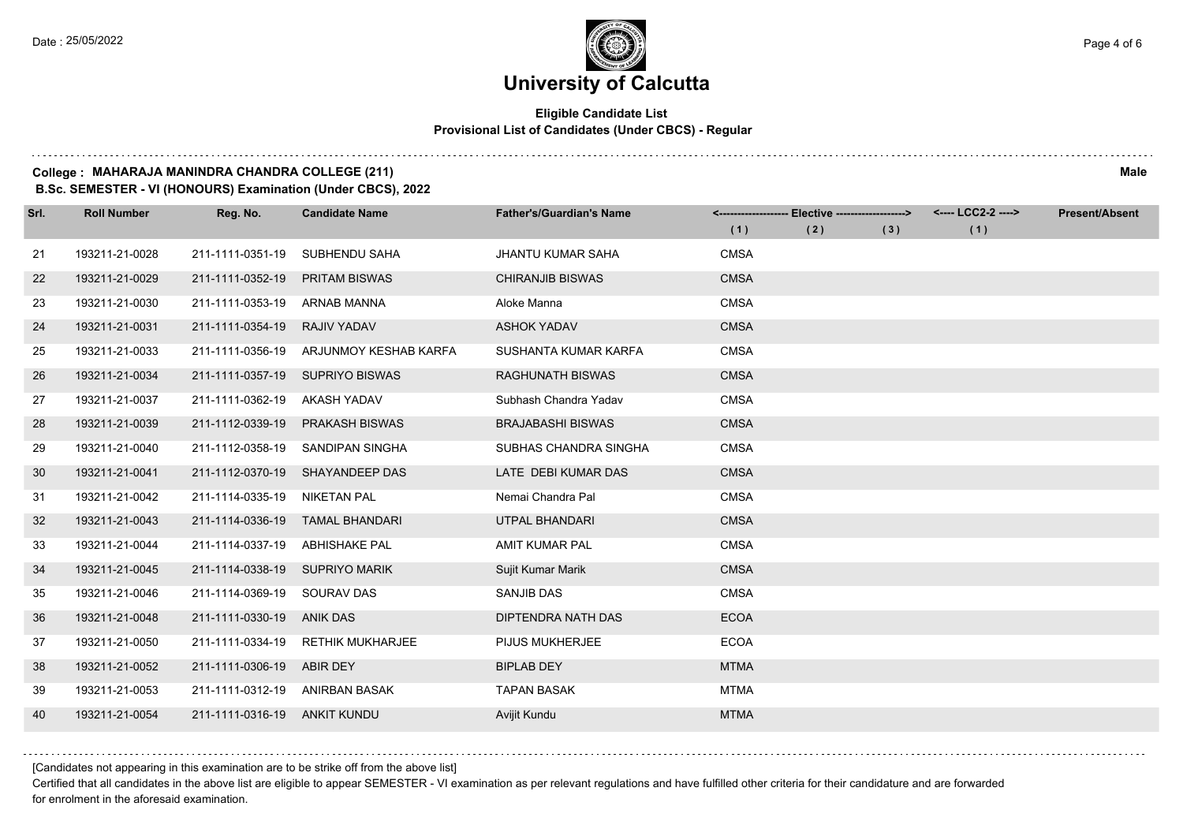# University of Calcutta

**Eligible Candidate List**
**Provisional List of Candidates (Under CBCS) - Regular**

**College : MAHARAJA MANINDRA CHANDRA COLLEGE (211)** **Male**
**B.Sc. SEMESTER - VI (HONOURS) Examination (Under CBCS), 2022**

| Srl. | Roll Number | Reg. No. | Candidate Name | Father's/Guardian's Name | Elective (1) | Elective (2) | Elective (3) | LCC2-2 (1) | Present/Absent |
|---|---|---|---|---|---|---|---|---|---|
| 21 | 193211-21-0028 | 211-1111-0351-19 | SUBHENDU SAHA | JHANTU KUMAR SAHA | CMSA | | | | |
| 22 | 193211-21-0029 | 211-1111-0352-19 | PRITAM BISWAS | CHIRANJIB BISWAS | CMSA | | | | |
| 23 | 193211-21-0030 | 211-1111-0353-19 | ARNAB MANNA | Aloke Manna | CMSA | | | | |
| 24 | 193211-21-0031 | 211-1111-0354-19 | RAJIV YADAV | ASHOK YADAV | CMSA | | | | |
| 25 | 193211-21-0033 | 211-1111-0356-19 | ARJUNMOY KESHAB KARFA | SUSHANTA KUMAR KARFA | CMSA | | | | |
| 26 | 193211-21-0034 | 211-1111-0357-19 | SUPRIYO BISWAS | RAGHUNATH BISWAS | CMSA | | | | |
| 27 | 193211-21-0037 | 211-1111-0362-19 | AKASH YADAV | Subhash Chandra Yadav | CMSA | | | | |
| 28 | 193211-21-0039 | 211-1112-0339-19 | PRAKASH BISWAS | BRAJABASHI BISWAS | CMSA | | | | |
| 29 | 193211-21-0040 | 211-1112-0358-19 | SANDIPAN SINGHA | SUBHAS CHANDRA SINGHA | CMSA | | | | |
| 30 | 193211-21-0041 | 211-1112-0370-19 | SHAYANDEEP DAS | LATE DEBI KUMAR DAS | CMSA | | | | |
| 31 | 193211-21-0042 | 211-1114-0335-19 | NIKETAN PAL | Nemai Chandra Pal | CMSA | | | | |
| 32 | 193211-21-0043 | 211-1114-0336-19 | TAMAL BHANDARI | UTPAL BHANDARI | CMSA | | | | |
| 33 | 193211-21-0044 | 211-1114-0337-19 | ABHISHAKE PAL | AMIT KUMAR PAL | CMSA | | | | |
| 34 | 193211-21-0045 | 211-1114-0338-19 | SUPRIYO MARIK | Sujit Kumar Marik | CMSA | | | | |
| 35 | 193211-21-0046 | 211-1114-0369-19 | SOURAV DAS | SANJIB DAS | CMSA | | | | |
| 36 | 193211-21-0048 | 211-1111-0330-19 | ANIK DAS | DIPTENDRA NATH DAS | ECOA | | | | |
| 37 | 193211-21-0050 | 211-1111-0334-19 | RETHIK MUKHARJEE | PIJUS MUKHERJEE | ECOA | | | | |
| 38 | 193211-21-0052 | 211-1111-0306-19 | ABIR DEY | BIPLAB DEY | MTMA | | | | |
| 39 | 193211-21-0053 | 211-1111-0312-19 | ANIRBAN BASAK | TAPAN BASAK | MTMA | | | | |
| 40 | 193211-21-0054 | 211-1111-0316-19 | ANKIT KUNDU | Avijit Kundu | MTMA | | | | |

[Candidates not appearing in this examination are to be strike off from the above list]

Certified that all candidates in the above list are eligible to appear SEMESTER - VI examination as per relevant regulations and have fulfilled other criteria for their candidature and are forwarded for enrolment in the aforesaid examination.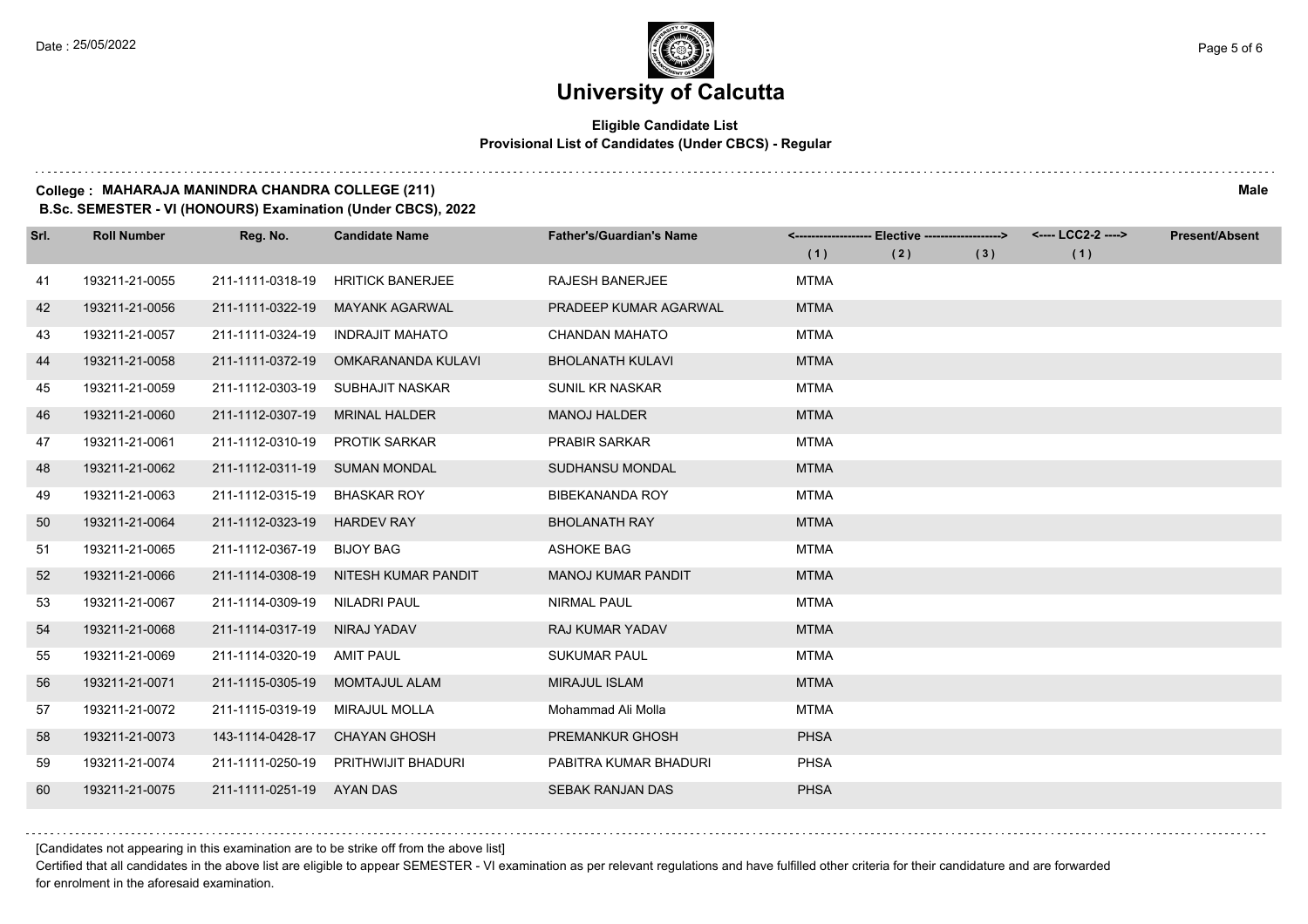# University of Calcutta

**Eligible Candidate List**
**Provisional List of Candidates (Under CBCS) - Regular**

**College : MAHARAJA MANINDRA CHANDRA COLLEGE (211)** **Male**
**B.Sc. SEMESTER - VI (HONOURS) Examination (Under CBCS), 2022**

| Srl. | Roll Number | Reg. No. | Candidate Name | Father's/Guardian's Name | Elective (1) | Elective (2) | Elective (3) | LCC2-2 (1) | Present/Absent |
|---|---|---|---|---|---|---|---|---|---|
| 41 | 193211-21-0055 | 211-1111-0318-19 | HRITICK BANERJEE | RAJESH BANERJEE | MTMA | | | | |
| 42 | 193211-21-0056 | 211-1111-0322-19 | MAYANK AGARWAL | PRADEEP KUMAR AGARWAL | MTMA | | | | |
| 43 | 193211-21-0057 | 211-1111-0324-19 | INDRAJIT MAHATO | CHANDAN MAHATO | MTMA | | | | |
| 44 | 193211-21-0058 | 211-1111-0372-19 | OMKARANANDA KULAVI | BHOLANATH KULAVI | MTMA | | | | |
| 45 | 193211-21-0059 | 211-1112-0303-19 | SUBHAJIT NASKAR | SUNIL KR NASKAR | MTMA | | | | |
| 46 | 193211-21-0060 | 211-1112-0307-19 | MRINAL HALDER | MANOJ HALDER | MTMA | | | | |
| 47 | 193211-21-0061 | 211-1112-0310-19 | PROTIK SARKAR | PRABIR SARKAR | MTMA | | | | |
| 48 | 193211-21-0062 | 211-1112-0311-19 | SUMAN MONDAL | SUDHANSU MONDAL | MTMA | | | | |
| 49 | 193211-21-0063 | 211-1112-0315-19 | BHASKAR ROY | BIBEKANANDA ROY | MTMA | | | | |
| 50 | 193211-21-0064 | 211-1112-0323-19 | HARDEV RAY | BHOLANATH RAY | MTMA | | | | |
| 51 | 193211-21-0065 | 211-1112-0367-19 | BIJOY BAG | ASHOKE BAG | MTMA | | | | |
| 52 | 193211-21-0066 | 211-1114-0308-19 | NITESH KUMAR PANDIT | MANOJ KUMAR PANDIT | MTMA | | | | |
| 53 | 193211-21-0067 | 211-1114-0309-19 | NILADRI PAUL | NIRMAL PAUL | MTMA | | | | |
| 54 | 193211-21-0068 | 211-1114-0317-19 | NIRAJ YADAV | RAJ KUMAR YADAV | MTMA | | | | |
| 55 | 193211-21-0069 | 211-1114-0320-19 | AMIT PAUL | SUKUMAR PAUL | MTMA | | | | |
| 56 | 193211-21-0071 | 211-1115-0305-19 | MOMTAJUL ALAM | MIRAJUL ISLAM | MTMA | | | | |
| 57 | 193211-21-0072 | 211-1115-0319-19 | MIRAJUL MOLLA | Mohammad Ali Molla | MTMA | | | | |
| 58 | 193211-21-0073 | 143-1114-0428-17 | CHAYAN GHOSH | PREMANKUR GHOSH | PHSA | | | | |
| 59 | 193211-21-0074 | 211-1111-0250-19 | PRITHWIJIT BHADURI | PABITRA KUMAR BHADURI | PHSA | | | | |
| 60 | 193211-21-0075 | 211-1111-0251-19 | AYAN DAS | SEBAK RANJAN DAS | PHSA | | | | |

[Candidates not appearing in this examination are to be strike off from the above list]

Certified that all candidates in the above list are eligible to appear SEMESTER - VI examination as per relevant regulations and have fulfilled other criteria for their candidature and are forwarded for enrolment in the aforesaid examination.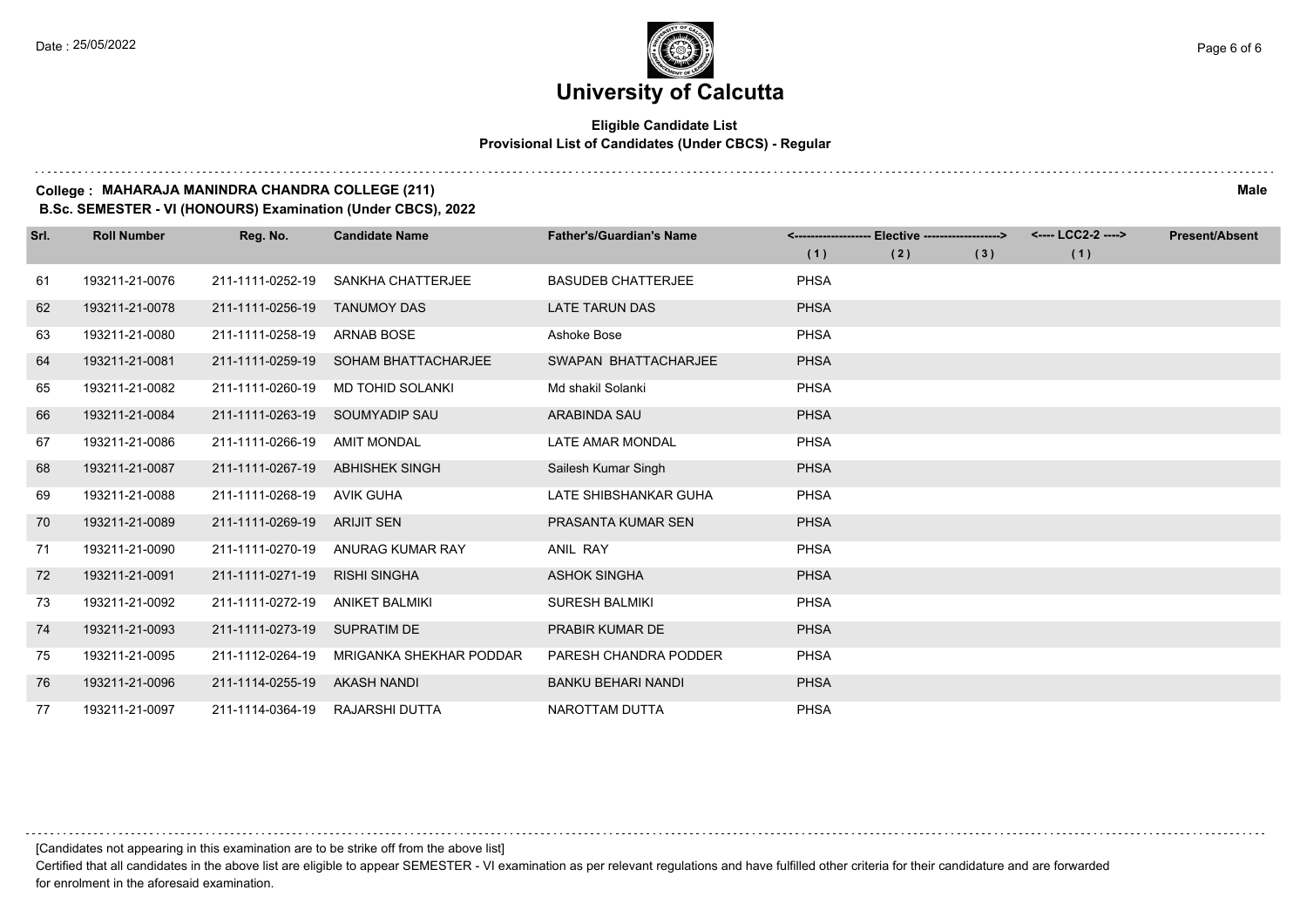# University of Calcutta

**Eligible Candidate List**
**Provisional List of Candidates (Under CBCS) - Regular**

**College : MAHARAJA MANINDRA CHANDRA COLLEGE (211)** **Male**
**B.Sc. SEMESTER - VI (HONOURS) Examination (Under CBCS), 2022**

| Srl. | Roll Number | Reg. No. | Candidate Name | Father's/Guardian's Name | <------------------ Elective ------------------> | | | <---- LCC2-2 ----> | Present/Absent |
|---|---|---|---|---|---|---|---|---|---|
| | | | | | (1) | (2) | (3) | (1) | |
| 61 | 193211-21-0076 | 211-1111-0252-19 | SANKHA CHATTERJEE | BASUDEB CHATTERJEE | PHSA | | | | |
| 62 | 193211-21-0078 | 211-1111-0256-19 | TANUMOY DAS | LATE TARUN DAS | PHSA | | | | |
| 63 | 193211-21-0080 | 211-1111-0258-19 | ARNAB BOSE | Ashoke Bose | PHSA | | | | |
| 64 | 193211-21-0081 | 211-1111-0259-19 | SOHAM BHATTACHARJEE | SWAPAN BHATTACHARJEE | PHSA | | | | |
| 65 | 193211-21-0082 | 211-1111-0260-19 | MD TOHID SOLANKI | Md shakil Solanki | PHSA | | | | |
| 66 | 193211-21-0084 | 211-1111-0263-19 | SOUMYADIP SAU | ARABINDA SAU | PHSA | | | | |
| 67 | 193211-21-0086 | 211-1111-0266-19 | AMIT MONDAL | LATE AMAR MONDAL | PHSA | | | | |
| 68 | 193211-21-0087 | 211-1111-0267-19 | ABHISHEK SINGH | Sailesh Kumar Singh | PHSA | | | | |
| 69 | 193211-21-0088 | 211-1111-0268-19 | AVIK GUHA | LATE SHIBSHANKAR GUHA | PHSA | | | | |
| 70 | 193211-21-0089 | 211-1111-0269-19 | ARIJIT SEN | PRASANTA KUMAR SEN | PHSA | | | | |
| 71 | 193211-21-0090 | 211-1111-0270-19 | ANURAG KUMAR RAY | ANIL RAY | PHSA | | | | |
| 72 | 193211-21-0091 | 211-1111-0271-19 | RISHI SINGHA | ASHOK SINGHA | PHSA | | | | |
| 73 | 193211-21-0092 | 211-1111-0272-19 | ANIKET BALMIKI | SURESH BALMIKI | PHSA | | | | |
| 74 | 193211-21-0093 | 211-1111-0273-19 | SUPRATIM DE | PRABIR KUMAR DE | PHSA | | | | |
| 75 | 193211-21-0095 | 211-1112-0264-19 | MRIGANKA SHEKHAR PODDAR | PARESH CHANDRA PODDER | PHSA | | | | |
| 76 | 193211-21-0096 | 211-1114-0255-19 | AKASH NANDI | BANKU BEHARI NANDI | PHSA | | | | |
| 77 | 193211-21-0097 | 211-1114-0364-19 | RAJARSHI DUTTA | NAROTTAM DUTTA | PHSA | | | | |

[Candidates not appearing in this examination are to be strike off from the above list]

Certified that all candidates in the above list are eligible to appear SEMESTER - VI examination as per relevant regulations and have fulfilled other criteria for their candidature and are forwarded for enrolment in the aforesaid examination.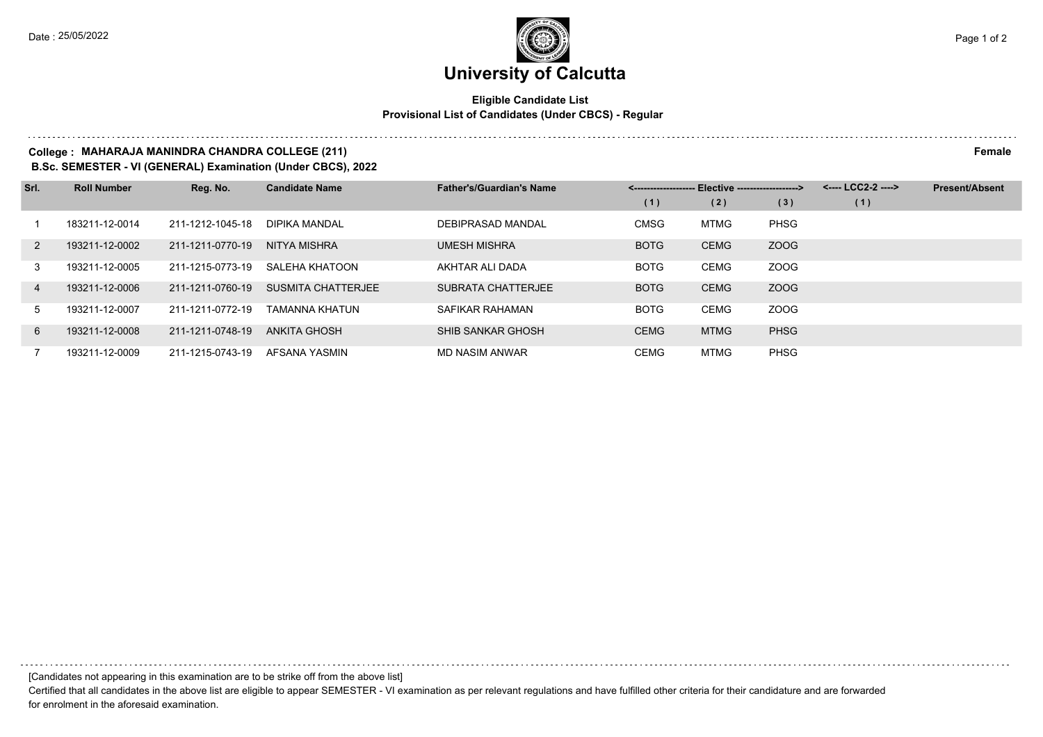# University of Calcutta

**Eligible Candidate List**
**Provisional List of Candidates (Under CBCS) - Regular**

**College : MAHARAJA MANINDRA CHANDRA COLLEGE (211)** **Female**
**B.Sc. SEMESTER - VI (GENERAL) Examination (Under CBCS), 2022**

| Srl. | Roll Number | Reg. No. | Candidate Name | Father's/Guardian's Name | <------------------- Elective -------------------> | | | <---- LCC2-2 ----> | Present/Absent |
|---|---|---|---|---|---|---|---|---|---|
| | | | | | (1) | (2) | (3) | (1) | |
| 1 | 183211-12-0014 | 211-1212-1045-18 | DIPIKA MANDAL | DEBIPRASAD MANDAL | CMSG | MTMG | PHSG | | |
| 2 | 193211-12-0002 | 211-1211-0770-19 | NITYA MISHRA | UMESH MISHRA | BOTG | CEMG | ZOOG | | |
| 3 | 193211-12-0005 | 211-1215-0773-19 | SALEHA KHATOON | AKHTAR ALI DADA | BOTG | CEMG | ZOOG | | |
| 4 | 193211-12-0006 | 211-1211-0760-19 | SUSMITA CHATTERJEE | SUBRATA CHATTERJEE | BOTG | CEMG | ZOOG | | |
| 5 | 193211-12-0007 | 211-1211-0772-19 | TAMANNA KHATUN | SAFIKAR RAHAMAN | BOTG | CEMG | ZOOG | | |
| 6 | 193211-12-0008 | 211-1211-0748-19 | ANKITA GHOSH | SHIB SANKAR GHOSH | CEMG | MTMG | PHSG | | |
| 7 | 193211-12-0009 | 211-1215-0743-19 | AFSANA YASMIN | MD NASIM ANWAR | CEMG | MTMG | PHSG | | |

[Candidates not appearing in this examination are to be strike off from the above list]

Certified that all candidates in the above list are eligible to appear SEMESTER - VI examination as per relevant regulations and have fulfilled other criteria for their candidature and are forwarded for enrolment in the aforesaid examination.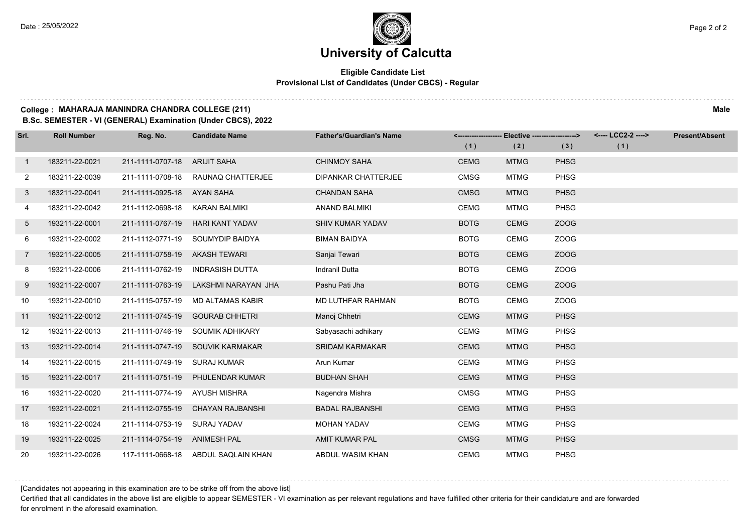# University of Calcutta

**Eligible Candidate List**
**Provisional List of Candidates (Under CBCS) - Regular**

**College : MAHARAJA MANINDRA CHANDRA COLLEGE (211)** **Male**
**B.Sc. SEMESTER - VI (GENERAL) Examination (Under CBCS), 2022**

| Srl. | Roll Number | Reg. No. | Candidate Name | Father's/Guardian's Name | Elective | | | LCC2-2 | Present/Absent |
|---|---|---|---|---|---|---|---|---|---|
| | | | | | (1) | (2) | (3) | (1) | |
| 1 | 183211-22-0021 | 211-1111-0707-18 | ARIJIT SAHA | CHINMOY SAHA | CEMG | MTMG | PHSG | | |
| 2 | 183211-22-0039 | 211-1111-0708-18 | RAUNAQ CHATTERJEE | DIPANKAR CHATTERJEE | CMSG | MTMG | PHSG | | |
| 3 | 183211-22-0041 | 211-1111-0925-18 | AYAN SAHA | CHANDAN SAHA | CMSG | MTMG | PHSG | | |
| 4 | 183211-22-0042 | 211-1112-0698-18 | KARAN BALMIKI | ANAND BALMIKI | CEMG | MTMG | PHSG | | |
| 5 | 193211-22-0001 | 211-1111-0767-19 | HARI KANT YADAV | SHIV KUMAR YADAV | BOTG | CEMG | ZOOG | | |
| 6 | 193211-22-0002 | 211-1112-0771-19 | SOUMYDIP BAIDYA | BIMAN BAIDYA | BOTG | CEMG | ZOOG | | |
| 7 | 193211-22-0005 | 211-1111-0758-19 | AKASH TEWARI | Sanjai Tewari | BOTG | CEMG | ZOOG | | |
| 8 | 193211-22-0006 | 211-1111-0762-19 | INDRASISH DUTTA | Indranil Dutta | BOTG | CEMG | ZOOG | | |
| 9 | 193211-22-0007 | 211-1111-0763-19 | LAKSHMI NARAYAN JHA | Pashu Pati Jha | BOTG | CEMG | ZOOG | | |
| 10 | 193211-22-0010 | 211-1115-0757-19 | MD ALTAMAS KABIR | MD LUTHFAR RAHMAN | BOTG | CEMG | ZOOG | | |
| 11 | 193211-22-0012 | 211-1111-0745-19 | GOURAB CHHETRI | Manoj Chhetri | CEMG | MTMG | PHSG | | |
| 12 | 193211-22-0013 | 211-1111-0746-19 | SOUMIK ADHIKARY | Sabyasachi adhikary | CEMG | MTMG | PHSG | | |
| 13 | 193211-22-0014 | 211-1111-0747-19 | SOUVIK KARMAKAR | SRIDAM KARMAKAR | CEMG | MTMG | PHSG | | |
| 14 | 193211-22-0015 | 211-1111-0749-19 | SURAJ KUMAR | Arun Kumar | CEMG | MTMG | PHSG | | |
| 15 | 193211-22-0017 | 211-1111-0751-19 | PHULENDAR KUMAR | BUDHAN SHAH | CEMG | MTMG | PHSG | | |
| 16 | 193211-22-0020 | 211-1111-0774-19 | AYUSH MISHRA | Nagendra Mishra | CMSG | MTMG | PHSG | | |
| 17 | 193211-22-0021 | 211-1112-0755-19 | CHAYAN RAJBANSHI | BADAL RAJBANSHI | CEMG | MTMG | PHSG | | |
| 18 | 193211-22-0024 | 211-1114-0753-19 | SURAJ YADAV | MOHAN YADAV | CEMG | MTMG | PHSG | | |
| 19 | 193211-22-0025 | 211-1114-0754-19 | ANIMESH PAL | AMIT KUMAR PAL | CMSG | MTMG | PHSG | | |
| 20 | 193211-22-0026 | 117-1111-0668-18 | ABDUL SAQLAIN KHAN | ABDUL WASIM KHAN | CEMG | MTMG | PHSG | | |

[Candidates not appearing in this examination are to be strike off from the above list]

Certified that all candidates in the above list are eligible to appear SEMESTER - VI examination as per relevant regulations and have fulfilled other criteria for their candidature and are forwarded for enrolment in the aforesaid examination.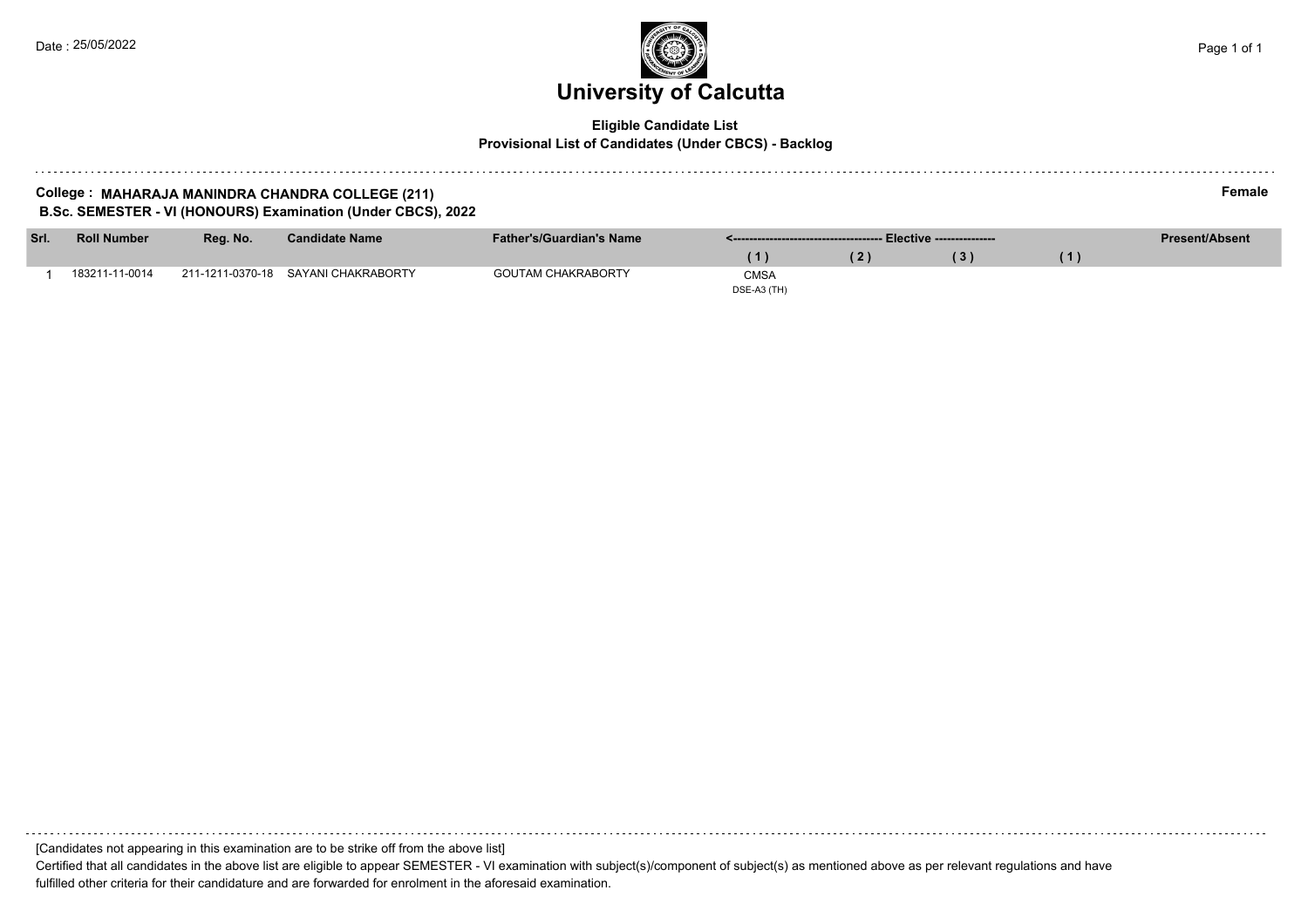Date : 25/05/2022

# University of Calcutta

**Eligible Candidate List**
**Provisional List of Candidates (Under CBCS) - Backlog**

**College : MAHARAJA MANINDRA CHANDRA COLLEGE (211)** **Female**
**B.Sc. SEMESTER - VI (HONOURS) Examination (Under CBCS), 2022**

| Srl. | Roll Number | Reg. No. | Candidate Name | Father's/Guardian's Name | <------------------------------------ Elective -------------- | | | | Present/Absent |
|---|---|---|---|---|---|---|---|---|---|
| | | | | | ( 1 ) | ( 2 ) | ( 3 ) | ( 1 ) | |
| 1 | 183211-11-0014 | 211-1211-0370-18 | SAYANI CHAKRABORTY | GOUTAM CHAKRABORTY | CMSA DSE-A3 (TH) | | | | |

[Candidates not appearing in this examination are to be strike off from the above list]

Certified that all candidates in the above list are eligible to appear SEMESTER - VI examination with subject(s)/component of subject(s) as mentioned above as per relevant regulations and have fulfilled other criteria for their candidature and are forwarded for enrolment in the aforesaid examination.